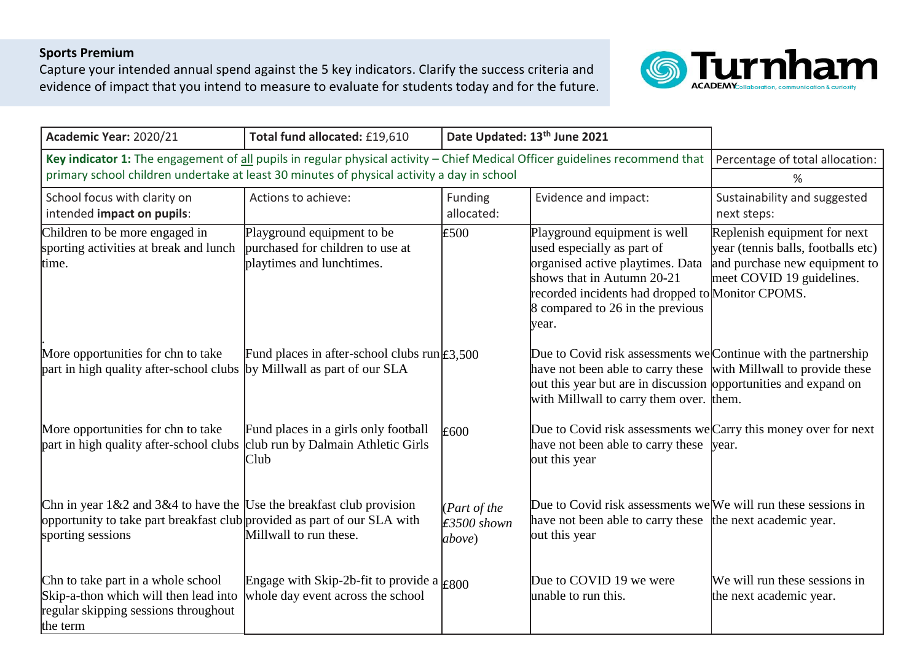**Sports Premium**

Capture your intended annual spend against the 5 key indicators. Clarify the success criteria and evidence of impact that you intend to measure to evaluate for students today and for the future.

| Academic Year: 2020/21 | Total fund allocated: £19,610 | Date Updated: 13th June 2021 | | |
|---|---|---|---|---|
| **Key indicator 1:** The engagement of all pupils in regular physical activity – Chief Medical Officer guidelines recommend that primary school children undertake at least 30 minutes of physical activity a day in school | | | | Percentage of total allocation: % |
| School focus with clarity on intended **impact on pupils**: | Actions to achieve: | Funding allocated: | Evidence and impact: | Sustainability and suggested next steps: |
| Children to be more engaged in sporting activities at break and lunch time. | Playground equipment to be purchased for children to use at playtimes and lunchtimes. | £500 | Playground equipment is well used especially as part of organised active playtimes. Data shows that in Autumn 20-21 recorded incidents had dropped to 8 compared to 26 in the previous year. | Replenish equipment for next year (tennis balls, footballs etc) and purchase new equipment to meet COVID 19 guidelines. Monitor CPOMS. |
| More opportunities for chn to take part in high quality after-school clubs | Fund places in after-school clubs run by Millwall as part of our SLA | £3,500 | Due to Covid risk assessments we have not been able to carry these out this year but are in discussion with Millwall to carry them over. | Continue with the partnership with Millwall to provide these opportunities and expand on them. |
| More opportunities for chn to take part in high quality after-school clubs | Fund places in a girls only football club run by Dalmain Athletic Girls Club | £600 | Due to Covid risk assessments we have not been able to carry these out this year | Carry this money over for next year. |
| Chn in year 1&2 and 3&4 to have the opportunity to take part breakfast club sporting sessions | Use the breakfast club provision provided as part of our SLA with Millwall to run these. | (*Part of the £3500 shown above*) | Due to Covid risk assessments we have not been able to carry these out this year | We will run these sessions in the next academic year. |
| Chn to take part in a whole school Skip-a-thon which will then lead into regular skipping sessions throughout the term | Engage with Skip-2b-fit to provide a whole day event across the school | £800 | Due to COVID 19 we were unable to run this. | We will run these sessions in the next academic year. |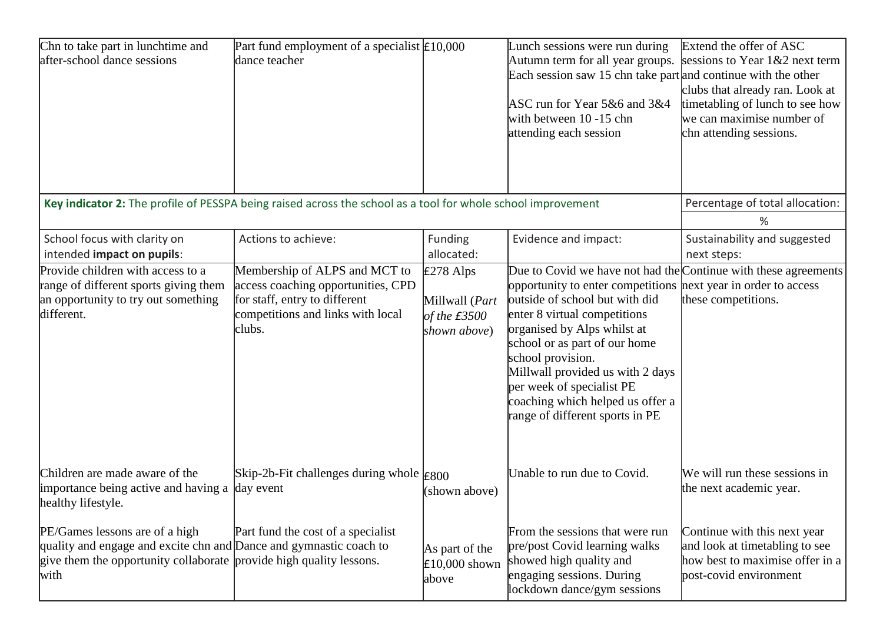| Chn to take part in lunchtime and after-school dance sessions | Part fund employment of a specialist dance teacher | £10,000 | Lunch sessions were run during Autumn term for all year groups. Each session saw 15 chn take part<br><br>ASC run for Year 5&6 and 3&4 with between 10 -15 chn attending each session | Extend the offer of ASC sessions to Year 1&2 next term and continue with the other clubs that already ran. Look at timetabling of lunch to see how we can maximise number of chn attending sessions. |
|---|---|---|---|---|
| **Key indicator 2:** The profile of PESSPA being raised across the school as a tool for whole school improvement | | | | Percentage of total allocation: |
| | | | | % |
| School focus with clarity on intended **impact on pupils**: | Actions to achieve: | Funding allocated: | Evidence and impact: | Sustainability and suggested next steps: |
| Provide children with access to a range of different sports giving them an opportunity to try out something different. | Membership of ALPS and MCT to access coaching opportunities, CPD for staff, entry to different competitions and links with local clubs. | £278 Alps<br><br>Millwall (*Part of the £3500 shown above*) | Due to Covid we have not had the opportunity to enter competitions outside of school but with did enter 8 virtual competitions organised by Alps whilst at school or as part of our home school provision.<br>Millwall provided us with 2 days per week of specialist PE coaching which helped us offer a range of different sports in PE | Continue with these agreements next year in order to access these competitions. |
| Children are made aware of the importance being active and having a healthy lifestyle. | Skip-2b-Fit challenges during whole day event | £800 (shown above) | Unable to run due to Covid. | We will run these sessions in the next academic year. |
| PE/Games lessons are of a high quality and engage and excite chn and give them the opportunity collaborate with | Part fund the cost of a specialist Dance and gymnastic coach to provide high quality lessons. | As part of the £10,000 shown above | From the sessions that were run pre/post Covid learning walks showed high quality and engaging sessions. During lockdown dance/gym sessions | Continue with this next year and look at timetabling to see how best to maximise offer in a post-covid environment |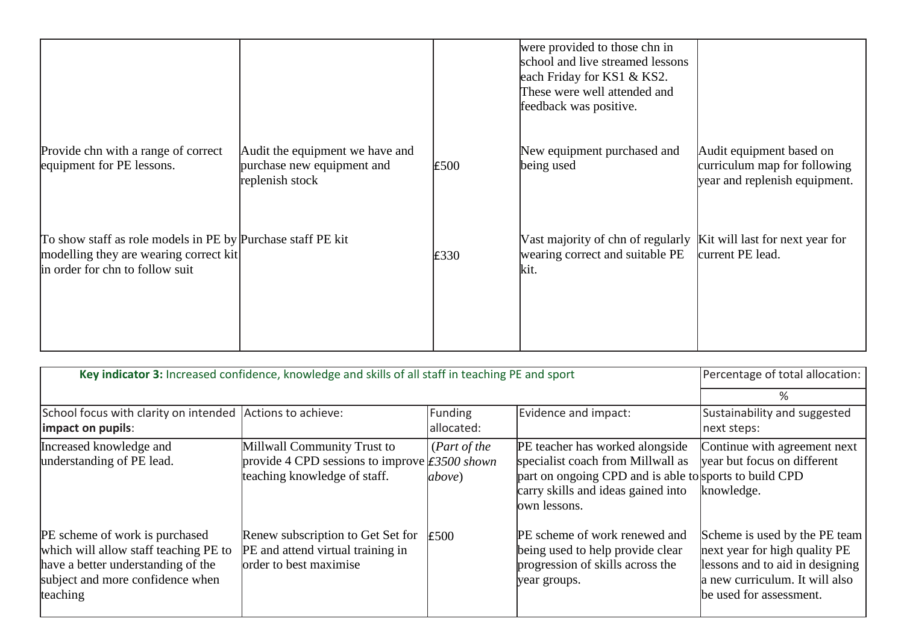| | | | | |
|---|---|---|---|---|
| | | | were provided to those chn in school and live streamed lessons each Friday for KS1 & KS2. These were well attended and feedback was positive. | |
| Provide chn with a range of correct equipment for PE lessons. | Audit the equipment we have and purchase new equipment and replenish stock | £500 | New equipment purchased and being used | Audit equipment based on curriculum map for following year and replenish equipment. |
| To show staff as role models in PE by modelling they are wearing correct kit in order for chn to follow suit | Purchase staff PE kit | £330 | Vast majority of chn of regularly wearing correct and suitable PE kit. | Kit will last for next year for current PE lead. |

| **Key indicator 3:** Increased confidence, knowledge and skills of all staff in teaching PE and sport | | | | Percentage of total allocation: |
|---|---|---|---|---|
| | | | | % |
| School focus with clarity on intended **impact on pupils**: | Actions to achieve: | Funding allocated: | Evidence and impact: | Sustainability and suggested next steps: |
| Increased knowledge and understanding of PE lead. | Millwall Community Trust to provide 4 CPD sessions to improve teaching knowledge of staff. | (*Part of the £3500 shown above*) | PE teacher has worked alongside specialist coach from Millwall as part on ongoing CPD and is able to carry skills and ideas gained into own lessons. | Continue with agreement next year but focus on different sports to build CPD knowledge. |
| PE scheme of work is purchased which will allow staff teaching PE to have a better understanding of the subject and more confidence when teaching | Renew subscription to Get Set for PE and attend virtual training in order to best maximise | £500 | PE scheme of work renewed and being used to help provide clear progression of skills across the year groups. | Scheme is used by the PE team next year for high quality PE lessons and to aid in designing a new curriculum. It will also be used for assessment. |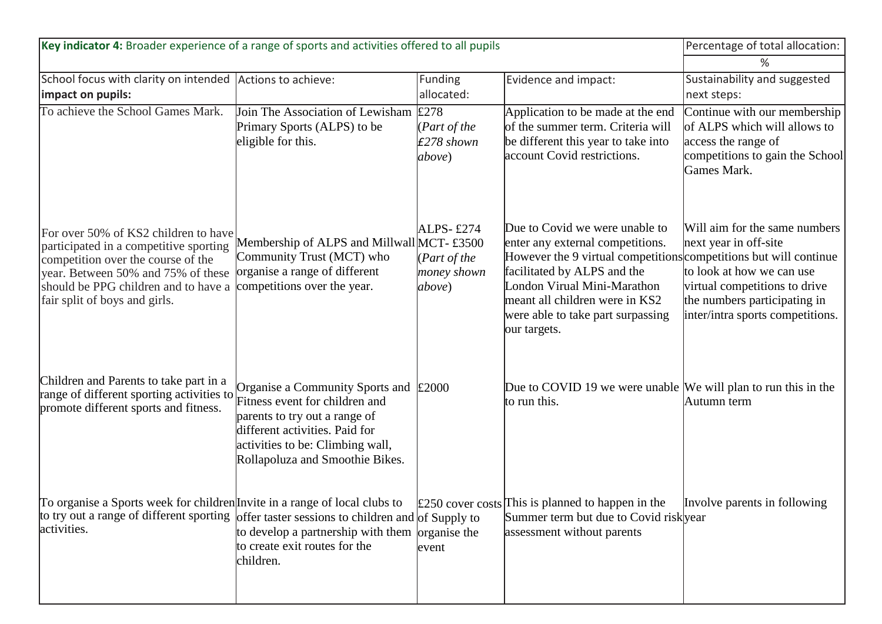| **Key indicator 4:** Broader experience of a range of sports and activities offered to all pupils | | | | Percentage of total allocation: |
|---|---|---|---|---|
| | | | | % |
| School focus with clarity on intended **impact on pupils:** | Actions to achieve: | Funding allocated: | Evidence and impact: | Sustainability and suggested next steps: |
| To achieve the School Games Mark. | Join The Association of Lewisham Primary Sports (ALPS) to be eligible for this. | £278 (*Part of the £278 shown above*) | Application to be made at the end of the summer term. Criteria will be different this year to take into account Covid restrictions. | Continue with our membership of ALPS which will allows to access the range of competitions to gain the School Games Mark. |
| For over 50% of KS2 children to have participated in a competitive sporting competition over the course of the year. Between 50% and 75% of these should be PPG children and to have a fair split of boys and girls. | Membership of ALPS and Millwall Community Trust (MCT) who organise a range of different competitions over the year. | ALPS- £274 MCT- £3500 (*Part of the money shown above*) | Due to Covid we were unable to enter any external competitions. However the 9 virtual competitions facilitated by ALPS and the London Virual Mini-Marathon meant all children were in KS2 were able to take part surpassing our targets. | Will aim for the same numbers next year in off-site competitions but will continue to look at how we can use virtual competitions to drive the numbers participating in inter/intra sports competitions. |
| Children and Parents to take part in a range of different sporting activities to promote different sports and fitness. | Organise a Community Sports and Fitness event for children and parents to try out a range of different activities. Paid for activities to be: Climbing wall, Rollapoluza and Smoothie Bikes. | £2000 | Due to COVID 19 we were unable to run this. | We will plan to run this in the Autumn term |
| To organise a Sports week for children to try out a range of different sporting activities. | Invite in a range of local clubs to offer taster sessions to children and to develop a partnership with them to create exit routes for the children. | £250 cover costs of Supply to organise the event | This is planned to happen in the Summer term but due to Covid risk assessment without parents | Involve parents in following year |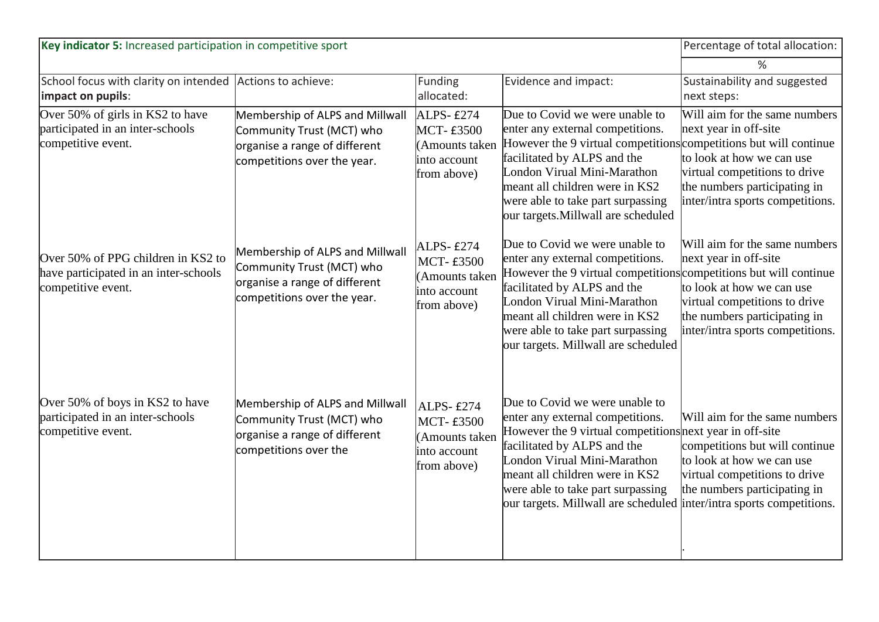| Key indicator 5: Increased participation in competitive sport | | | | Percentage of total allocation: |
|---|---|---|---|---|
| | | | | % |
| School focus with clarity on intended **impact on pupils**: | Actions to achieve: | Funding allocated: | Evidence and impact: | Sustainability and suggested next steps: |
| Over 50% of girls in KS2 to have participated in an inter-schools competitive event. | Membership of ALPS and Millwall Community Trust (MCT) who organise a range of different competitions over the year. | ALPS- £274 MCT- £3500 (Amounts taken into account from above) | Due to Covid we were unable to enter any external competitions. However the 9 virtual competitions facilitated by ALPS and the London Virual Mini-Marathon meant all children were in KS2 were able to take part surpassing our targets.Millwall are scheduled | Will aim for the same numbers next year in off-site competitions but will continue to look at how we can use virtual competitions to drive the numbers participating in inter/intra sports competitions. |
| Over 50% of PPG children in KS2 to have participated in an inter-schools competitive event. | Membership of ALPS and Millwall Community Trust (MCT) who organise a range of different competitions over the year. | ALPS- £274 MCT- £3500 (Amounts taken into account from above) | Due to Covid we were unable to enter any external competitions. However the 9 virtual competitions facilitated by ALPS and the London Virual Mini-Marathon meant all children were in KS2 were able to take part surpassing our targets. Millwall are scheduled | Will aim for the same numbers next year in off-site competitions but will continue to look at how we can use virtual competitions to drive the numbers participating in inter/intra sports competitions. |
| Over 50% of boys in KS2 to have participated in an inter-schools competitive event. | Membership of ALPS and Millwall Community Trust (MCT) who organise a range of different competitions over the | ALPS- £274 MCT- £3500 (Amounts taken into account from above) | Due to Covid we were unable to enter any external competitions. However the 9 virtual competitions facilitated by ALPS and the London Virual Mini-Marathon meant all children were in KS2 were able to take part surpassing our targets. Millwall are scheduled | Will aim for the same numbers next year in off-site competitions but will continue to look at how we can use virtual competitions to drive the numbers participating in inter/intra sports competitions. . |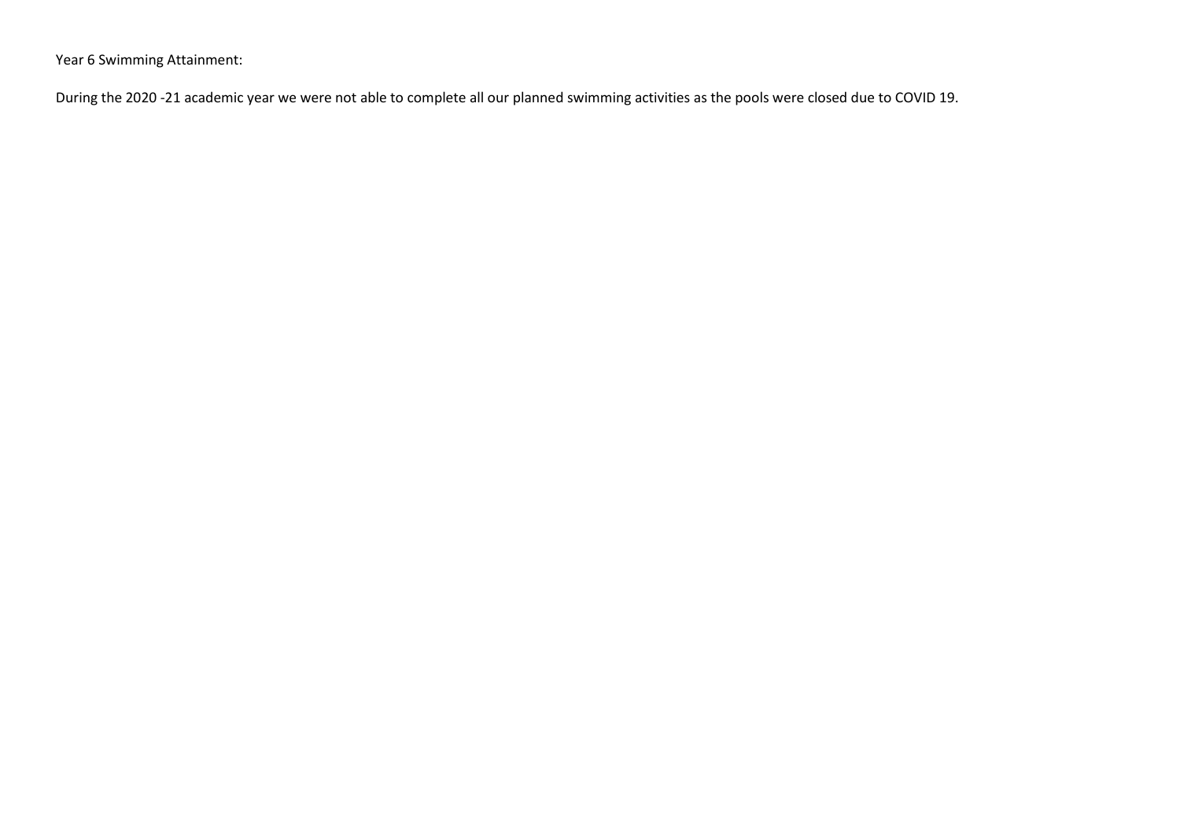Year 6 Swimming Attainment:

During the 2020 -21 academic year we were not able to complete all our planned swimming activities as the pools were closed due to COVID 19.